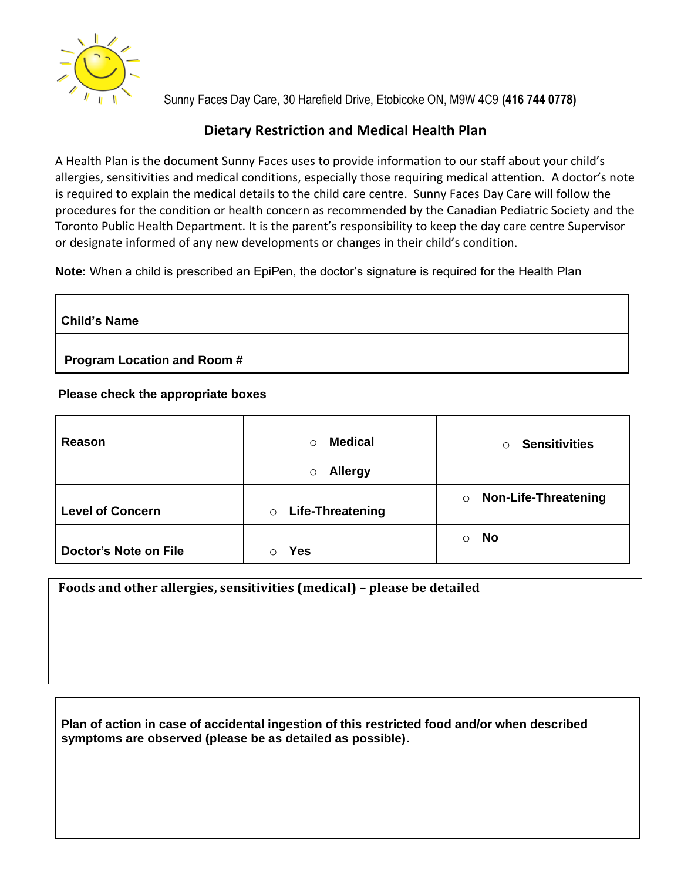Sunny Faces Day Care, 30 Harefield Drive, Etobicoke ON, M9W 4C9 **(416 744 0778)**

## Dietary Restriction and Medical Health Plan

A Health Plan is the document Sunny Faces uses to provide information to our staff about your child's allergies, sensitivities and medical conditions, especially those requiring medical attention. A doctor's note is required to explain the medical details to the child care centre. Sunny Faces Day Care will follow the procedures for the condition or health concern as recommended by the Canadian Pediatric Society and the Toronto Public Health Department. It is the parent's responsibility to keep the day care centre Supervisor or designate informed of any new developments or changes in their child's condition.

**Note:** When a child is prescribed an EpiPen, the doctor's signature is required for the Health Plan

| **Child's Name** |
|---|
| **Program Location and Room #** |

**Please check the appropriate boxes**

| | | |
|---|---|---|
| **Reason** | ○ **Medical**<br>○ **Allergy** | ○ **Sensitivities** |
| **Level of Concern** | ○ **Life-Threatening** | ○ **Non-Life-Threatening** |
| **Doctor's Note on File** | ○ **Yes** | ○ **No** |

| **Foods and other allergies, sensitivities (medical) – please be detailed** |
|---|
| |

| **Plan of action in case of accidental ingestion of this restricted food and/or when described symptoms are observed (please be as detailed as possible).** |
|---|
| |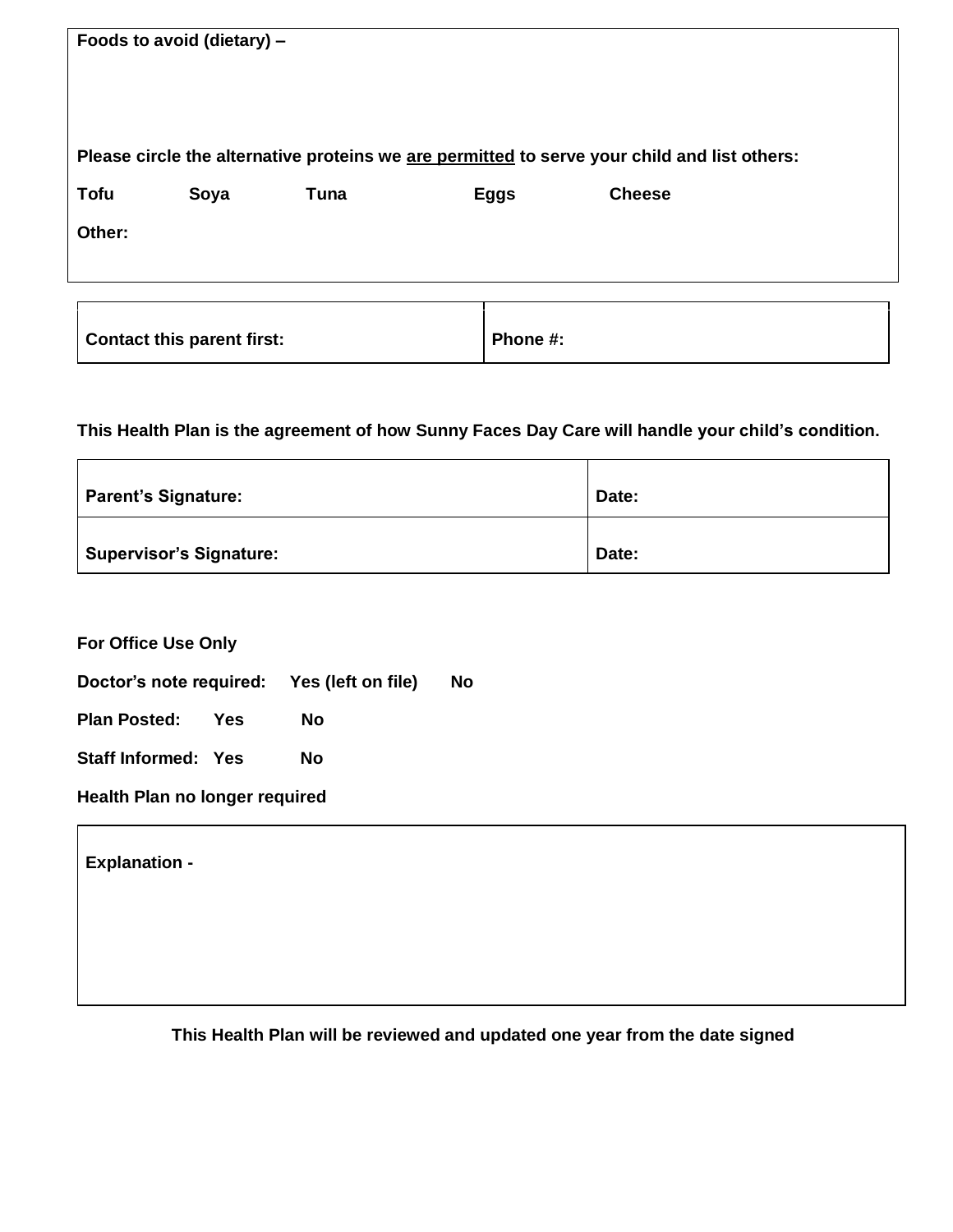**Foods to avoid (dietary) –**

**Please circle the alternative proteins we <u>are permitted</u> to serve your child and list others:**

**Tofu Soya Tuna Eggs Cheese**

**Other:**

| | |
|---|---|
| **Contact this parent first:** | **Phone #:** |

**This Health Plan is the agreement of how Sunny Faces Day Care will handle your child's condition.**

| | |
|---|---|
| **Parent's Signature:** | **Date:** |
| **Supervisor's Signature:** | **Date:** |

**For Office Use Only**

**Doctor's note required: Yes (left on file) No**

**Plan Posted: Yes No**

**Staff Informed: Yes No**

**Health Plan no longer required**

**Explanation -**

**This Health Plan will be reviewed and updated one year from the date signed**